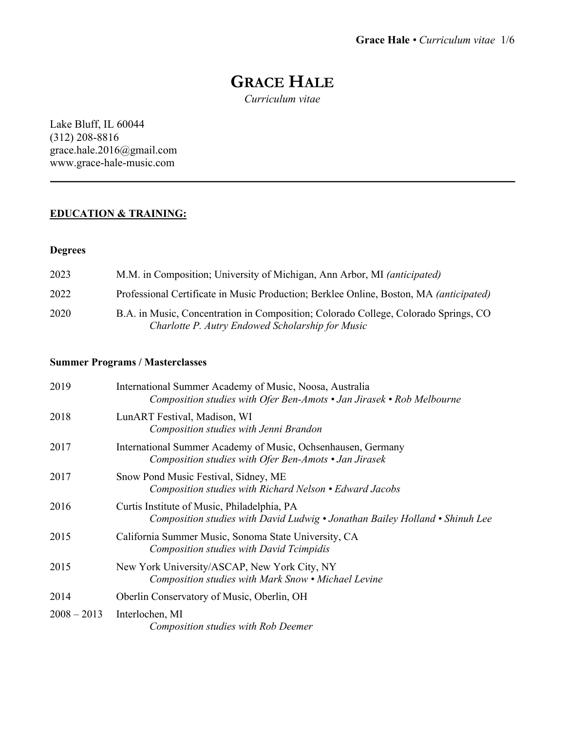# GRACE HALE

*Curriculum vitae*

Lake Bluff, IL 60044
(312) 208-8816
grace.hale.2016@gmail.com
www.grace-hale-music.com

---

## EDUCATION & TRAINING:

### Degrees

2023 — M.M. in Composition; University of Michigan, Ann Arbor, MI *(anticipated)*

2022 — Professional Certificate in Music Production; Berklee Online, Boston, MA *(anticipated)*

2020 — B.A. in Music, Concentration in Composition; Colorado College, Colorado Springs, CO
*Charlotte P. Autry Endowed Scholarship for Music*

### Summer Programs / Masterclasses

2019 — International Summer Academy of Music, Noosa, Australia
*Composition studies with Ofer Ben-Amots • Jan Jirasek • Rob Melbourne*

2018 — LunART Festival, Madison, WI
*Composition studies with Jenni Brandon*

2017 — International Summer Academy of Music, Ochsenhausen, Germany
*Composition studies with Ofer Ben-Amots • Jan Jirasek*

2017 — Snow Pond Music Festival, Sidney, ME
*Composition studies with Richard Nelson • Edward Jacobs*

2016 — Curtis Institute of Music, Philadelphia, PA
*Composition studies with David Ludwig • Jonathan Bailey Holland • Shinuh Lee*

2015 — California Summer Music, Sonoma State University, CA
*Composition studies with David Tcimpidis*

2015 — New York University/ASCAP, New York City, NY
*Composition studies with Mark Snow • Michael Levine*

2014 — Oberlin Conservatory of Music, Oberlin, OH

2008 – 2013 — Interlochen, MI
*Composition studies with Rob Deemer*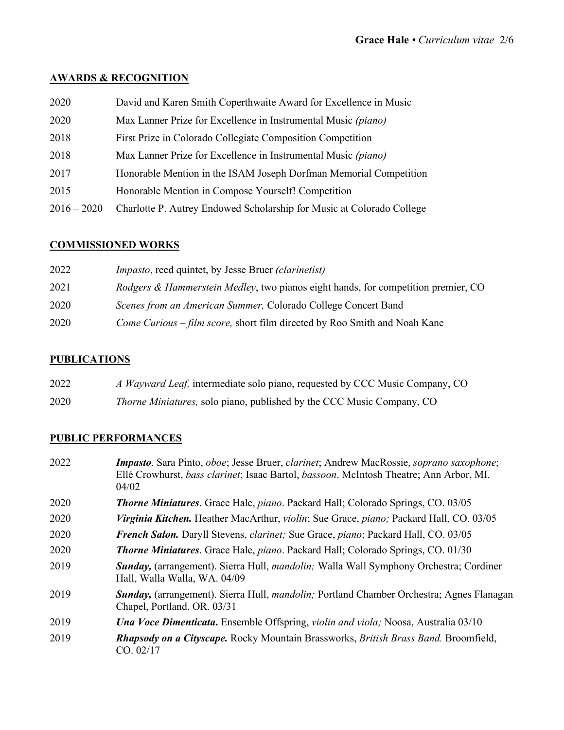## AWARDS & RECOGNITION

| | |
|---|---|
| 2020 | David and Karen Smith Coperthwaite Award for Excellence in Music |
| 2020 | Max Lanner Prize for Excellence in Instrumental Music *(piano)* |
| 2018 | First Prize in Colorado Collegiate Composition Competition |
| 2018 | Max Lanner Prize for Excellence in Instrumental Music *(piano)* |
| 2017 | Honorable Mention in the ISAM Joseph Dorfman Memorial Competition |
| 2015 | Honorable Mention in Compose Yourself! Competition |
| 2016 – 2020 | Charlotte P. Autrey Endowed Scholarship for Music at Colorado College |

## COMMISSIONED WORKS

| | |
|---|---|
| 2022 | *Impasto*, reed quintet, by Jesse Bruer *(clarinetist)* |
| 2021 | *Rodgers & Hammerstein Medley*, two pianos eight hands, for competition premier, CO |
| 2020 | *Scenes from an American Summer,* Colorado College Concert Band |
| 2020 | *Come Curious – film score,* short film directed by Roo Smith and Noah Kane |

## PUBLICATIONS

| | |
|---|---|
| 2022 | *A Wayward Leaf,* intermediate solo piano, requested by CCC Music Company, CO |
| 2020 | *Thorne Miniatures,* solo piano, published by the CCC Music Company, CO |

## PUBLIC PERFORMANCES

| | |
|---|---|
| 2022 | ***Impasto***. Sara Pinto, *oboe*; Jesse Bruer, *clarinet*; Andrew MacRossie, *soprano saxophone*; Ellé Crowhurst, *bass clarinet*; Isaac Bartol, *bassoon*. McIntosh Theatre; Ann Arbor, MI. 04/02 |
| 2020 | ***Thorne Miniatures***. Grace Hale, *piano*. Packard Hall; Colorado Springs, CO. 03/05 |
| 2020 | ***Virginia Kitchen.*** Heather MacArthur, *violin*; Sue Grace, *piano;* Packard Hall, CO. 03/05 |
| 2020 | ***French Salon.*** Daryll Stevens, *clarinet;* Sue Grace, *piano*; Packard Hall, CO. 03/05 |
| 2020 | ***Thorne Miniatures***. Grace Hale, *piano*. Packard Hall; Colorado Springs, CO. 01/30 |
| 2019 | ***Sunday,*** (arrangement). Sierra Hull, *mandolin;* Walla Wall Symphony Orchestra; Cordiner Hall, Walla Walla, WA. 04/09 |
| 2019 | ***Sunday,*** (arrangement). Sierra Hull, *mandolin;* Portland Chamber Orchestra; Agnes Flanagan Chapel, Portland, OR. 03/31 |
| 2019 | ***Una Voce Dimenticata***. Ensemble Offspring, *violin and viola;* Noosa, Australia 03/10 |
| 2019 | ***Rhapsody on a Cityscape.*** Rocky Mountain Brassworks, *British Brass Band.* Broomfield, CO. 02/17 |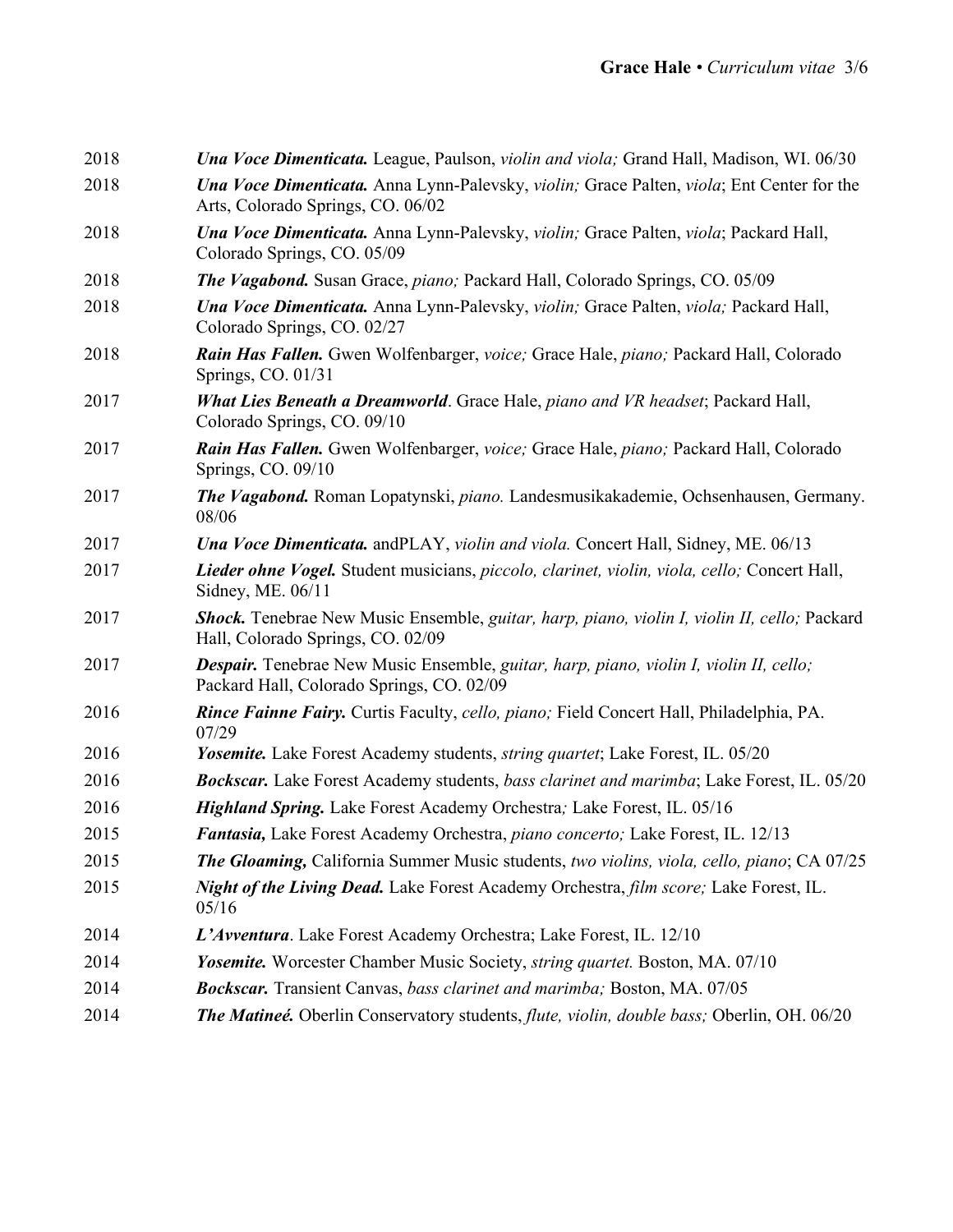2018 ***Una Voce Dimenticata.*** League, Paulson, *violin and viola;* Grand Hall, Madison, WI. 06/30

2018 ***Una Voce Dimenticata.*** Anna Lynn-Palevsky, *violin;* Grace Palten, *viola*; Ent Center for the Arts, Colorado Springs, CO. 06/02

2018 ***Una Voce Dimenticata.*** Anna Lynn-Palevsky, *violin;* Grace Palten, *viola*; Packard Hall, Colorado Springs, CO. 05/09

2018 ***The Vagabond.*** Susan Grace, *piano;* Packard Hall, Colorado Springs, CO. 05/09

2018 ***Una Voce Dimenticata.*** Anna Lynn-Palevsky, *violin;* Grace Palten, *viola;* Packard Hall, Colorado Springs, CO. 02/27

2018 ***Rain Has Fallen.*** Gwen Wolfenbarger, *voice;* Grace Hale, *piano;* Packard Hall, Colorado Springs, CO. 01/31

2017 ***What Lies Beneath a Dreamworld***. Grace Hale, *piano and VR headset*; Packard Hall, Colorado Springs, CO. 09/10

2017 ***Rain Has Fallen.*** Gwen Wolfenbarger, *voice;* Grace Hale, *piano;* Packard Hall, Colorado Springs, CO. 09/10

2017 ***The Vagabond.*** Roman Lopatynski, *piano.* Landesmusikakademie, Ochsenhausen, Germany. 08/06

2017 ***Una Voce Dimenticata.*** andPLAY, *violin and viola.* Concert Hall, Sidney, ME. 06/13

2017 ***Lieder ohne Vogel.*** Student musicians, *piccolo, clarinet, violin, viola, cello;* Concert Hall, Sidney, ME. 06/11

2017 ***Shock.*** Tenebrae New Music Ensemble, *guitar, harp, piano, violin I, violin II, cello;* Packard Hall, Colorado Springs, CO. 02/09

2017 ***Despair.*** Tenebrae New Music Ensemble, *guitar, harp, piano, violin I, violin II, cello;* Packard Hall, Colorado Springs, CO. 02/09

2016 ***Rince Fainne Fairy.*** Curtis Faculty, *cello, piano;* Field Concert Hall, Philadelphia, PA. 07/29

2016 ***Yosemite.*** Lake Forest Academy students, *string quartet*; Lake Forest, IL. 05/20

2016 ***Bockscar.*** Lake Forest Academy students, *bass clarinet and marimba*; Lake Forest, IL. 05/20

2016 ***Highland Spring.*** Lake Forest Academy Orchestra*;* Lake Forest, IL. 05/16

2015 ***Fantasia,*** Lake Forest Academy Orchestra, *piano concerto;* Lake Forest, IL. 12/13

2015 ***The Gloaming,*** California Summer Music students, *two violins, viola, cello, piano*; CA 07/25

2015 ***Night of the Living Dead.*** Lake Forest Academy Orchestra, *film score;* Lake Forest, IL. 05/16

2014 ***L'Avventura***. Lake Forest Academy Orchestra; Lake Forest, IL. 12/10

2014 ***Yosemite.*** Worcester Chamber Music Society, *string quartet.* Boston, MA. 07/10

2014 ***Bockscar.*** Transient Canvas, *bass clarinet and marimba;* Boston, MA. 07/05

2014 ***The Matineé.*** Oberlin Conservatory students, *flute, violin, double bass;* Oberlin, OH. 06/20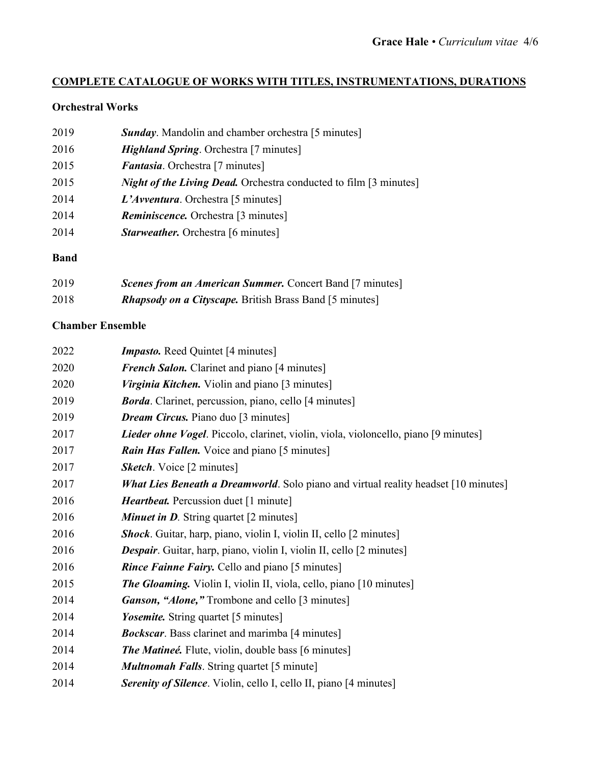## COMPLETE CATALOGUE OF WORKS WITH TITLES, INSTRUMENTATIONS, DURATIONS

### Orchestral Works

2019 ***Sunday***. Mandolin and chamber orchestra [5 minutes]

2016 ***Highland Spring***. Orchestra [7 minutes]

2015 ***Fantasia***. Orchestra [7 minutes]

2015 ***Night of the Living Dead.*** Orchestra conducted to film [3 minutes]

2014 ***L'Avventura***. Orchestra [5 minutes]

2014 ***Reminiscence.*** Orchestra [3 minutes]

2014 ***Starweather.*** Orchestra [6 minutes]

### Band

2019 ***Scenes from an American Summer.*** Concert Band [7 minutes]

2018 ***Rhapsody on a Cityscape.*** British Brass Band [5 minutes]

### Chamber Ensemble

2022 ***Impasto.*** Reed Quintet [4 minutes]

2020 ***French Salon.*** Clarinet and piano [4 minutes]

2020 ***Virginia Kitchen.*** Violin and piano [3 minutes]

2019 ***Borda***. Clarinet, percussion, piano, cello [4 minutes]

2019 ***Dream Circus.*** Piano duo [3 minutes]

2017 ***Lieder ohne Vogel***. Piccolo, clarinet, violin, viola, violoncello, piano [9 minutes]

2017 ***Rain Has Fallen.*** Voice and piano [5 minutes]

2017 ***Sketch***. Voice [2 minutes]

2017 ***What Lies Beneath a Dreamworld***. Solo piano and virtual reality headset [10 minutes]

2016 ***Heartbeat.*** Percussion duet [1 minute]

2016 ***Minuet in D.*** String quartet [2 minutes]

2016 ***Shock***. Guitar, harp, piano, violin I, violin II, cello [2 minutes]

2016 ***Despair***. Guitar, harp, piano, violin I, violin II, cello [2 minutes]

2016 ***Rince Fainne Fairy.*** Cello and piano [5 minutes]

2015 ***The Gloaming.*** Violin I, violin II, viola, cello, piano [10 minutes]

2014 ***Ganson, "Alone,"*** Trombone and cello [3 minutes]

2014 ***Yosemite.*** String quartet [5 minutes]

2014 ***Bockscar***. Bass clarinet and marimba [4 minutes]

2014 ***The Matineé.*** Flute, violin, double bass [6 minutes]

2014 ***Multnomah Falls***. String quartet [5 minute]

2014 ***Serenity of Silence***. Violin, cello I, cello II, piano [4 minutes]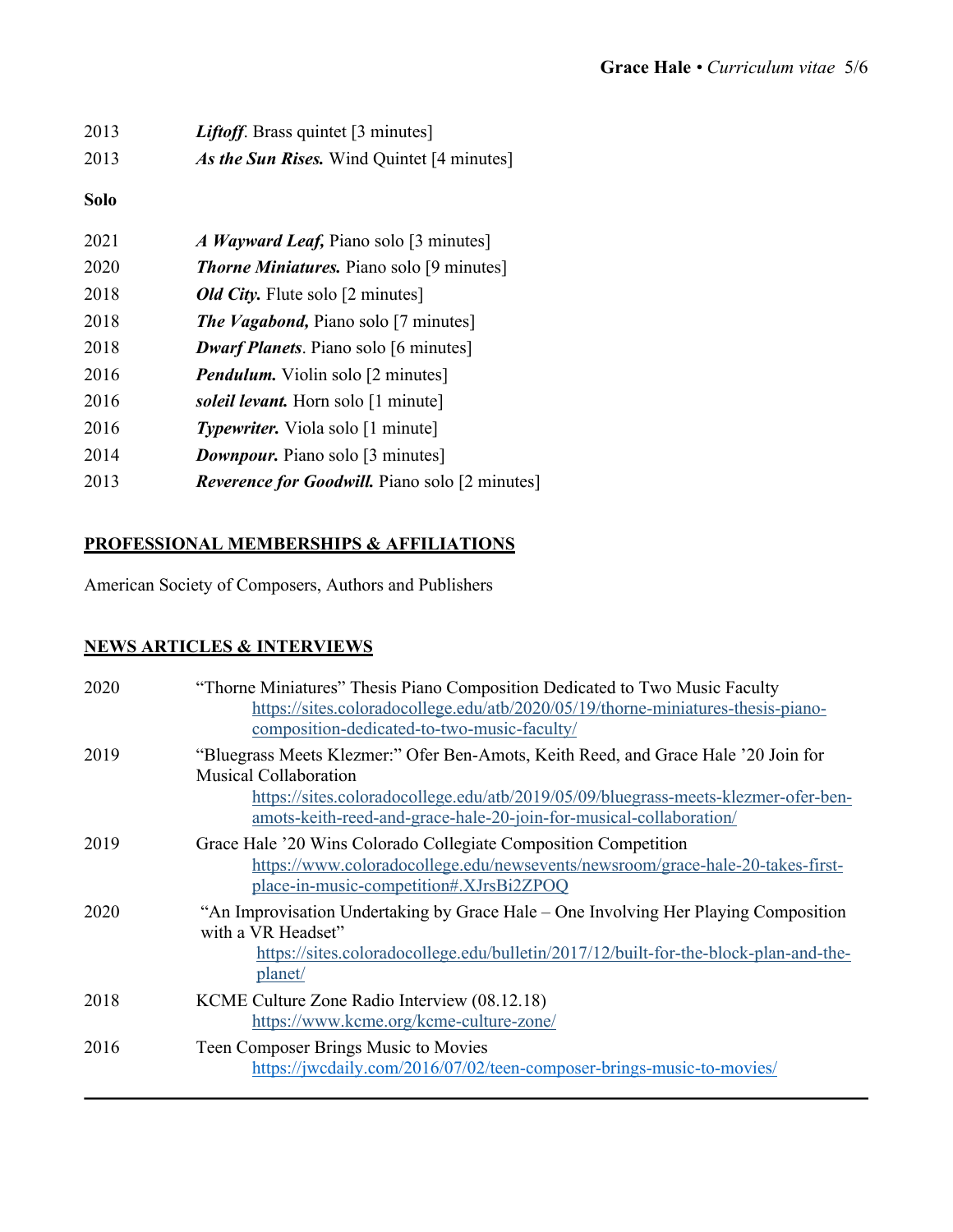2013 *Liftoff*. Brass quintet [3 minutes]
2013 ***As the Sun Rises.*** Wind Quintet [4 minutes]

**Solo**

2021 ***A Wayward Leaf,*** Piano solo [3 minutes]
2020 ***Thorne Miniatures.*** Piano solo [9 minutes]
2018 ***Old City.*** Flute solo [2 minutes]
2018 ***The Vagabond,*** Piano solo [7 minutes]
2018 ***Dwarf Planets***. Piano solo [6 minutes]
2016 ***Pendulum.*** Violin solo [2 minutes]
2016 ***soleil levant.*** Horn solo [1 minute]
2016 ***Typewriter.*** Viola solo [1 minute]
2014 ***Downpour.*** Piano solo [3 minutes]
2013 ***Reverence for Goodwill.*** Piano solo [2 minutes]

## PROFESSIONAL MEMBERSHIPS & AFFILIATIONS

American Society of Composers, Authors and Publishers

## NEWS ARTICLES & INTERVIEWS

2020 "Thorne Miniatures" Thesis Piano Composition Dedicated to Two Music Faculty
https://sites.coloradocollege.edu/atb/2020/05/19/thorne-miniatures-thesis-piano-composition-dedicated-to-two-music-faculty/

2019 "Bluegrass Meets Klezmer:" Ofer Ben-Amots, Keith Reed, and Grace Hale '20 Join for Musical Collaboration
https://sites.coloradocollege.edu/atb/2019/05/09/bluegrass-meets-klezmer-ofer-ben-amots-keith-reed-and-grace-hale-20-join-for-musical-collaboration/

2019 Grace Hale '20 Wins Colorado Collegiate Composition Competition
https://www.coloradocollege.edu/newsevents/newsroom/grace-hale-20-takes-first-place-in-music-competition#.XJrsBi2ZPOQ

2020 "An Improvisation Undertaking by Grace Hale – One Involving Her Playing Composition with a VR Headset"
https://sites.coloradocollege.edu/bulletin/2017/12/built-for-the-block-plan-and-the-planet/

2018 KCME Culture Zone Radio Interview (08.12.18)
https://www.kcme.org/kcme-culture-zone/

2016 Teen Composer Brings Music to Movies
https://jwcdaily.com/2016/07/02/teen-composer-brings-music-to-movies/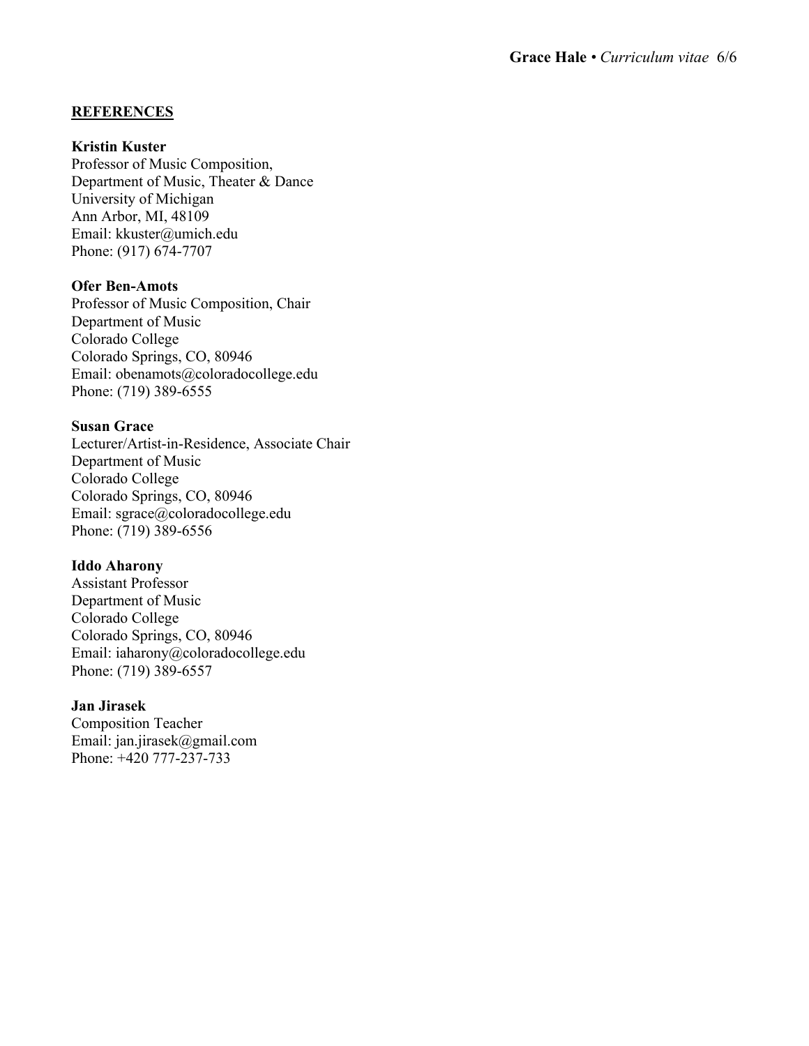## REFERENCES

**Kristin Kuster**
Professor of Music Composition,
Department of Music, Theater & Dance
University of Michigan
Ann Arbor, MI, 48109
Email: kkuster@umich.edu
Phone: (917) 674-7707

**Ofer Ben-Amots**
Professor of Music Composition, Chair
Department of Music
Colorado College
Colorado Springs, CO, 80946
Email: obenamots@coloradocollege.edu
Phone: (719) 389-6555

**Susan Grace**
Lecturer/Artist-in-Residence, Associate Chair
Department of Music
Colorado College
Colorado Springs, CO, 80946
Email: sgrace@coloradocollege.edu
Phone: (719) 389-6556

**Iddo Aharony**
Assistant Professor
Department of Music
Colorado College
Colorado Springs, CO, 80946
Email: iaharony@coloradocollege.edu
Phone: (719) 389-6557

**Jan Jirasek**
Composition Teacher
Email: jan.jirasek@gmail.com
Phone: +420 777-237-733